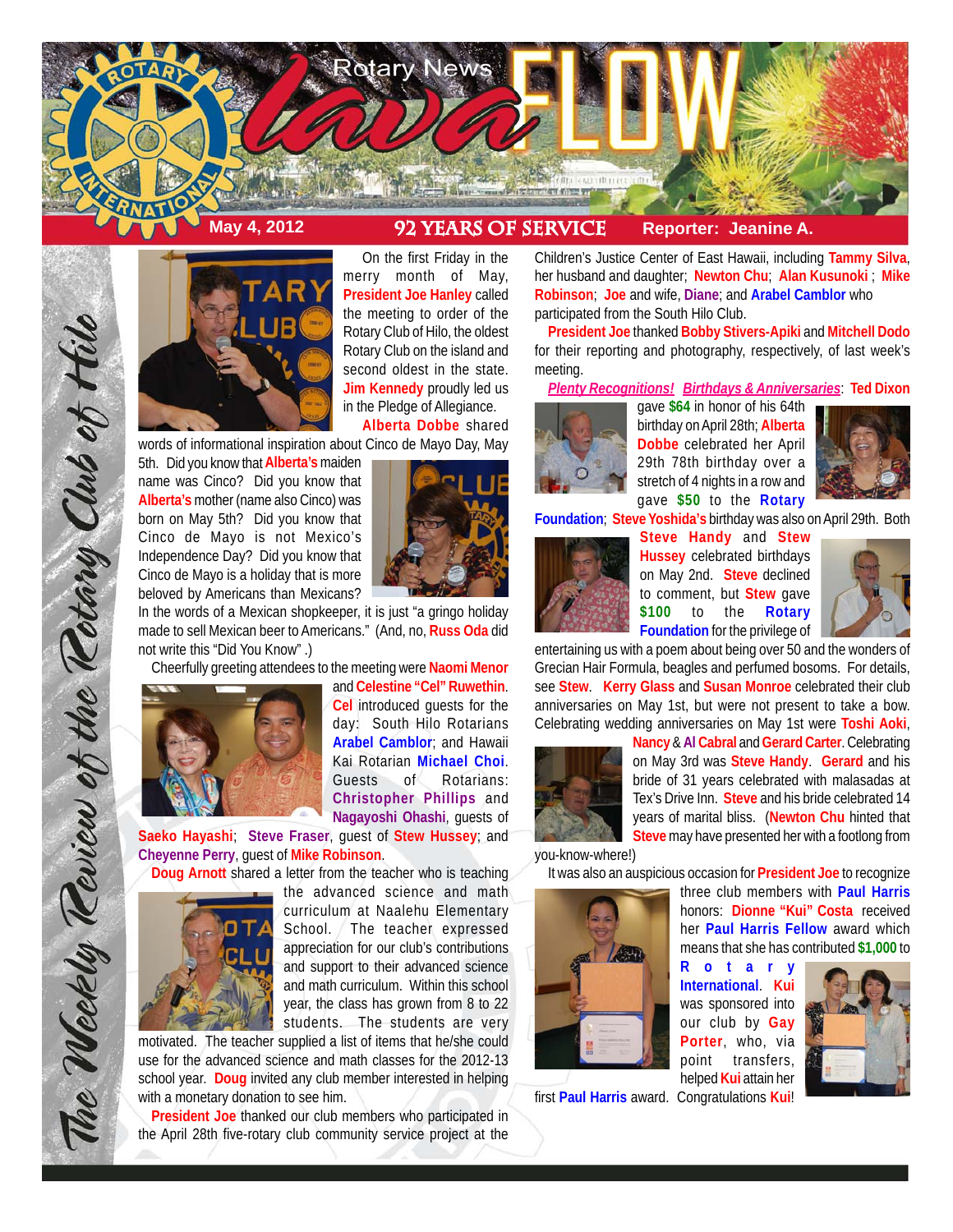# Rotary News lava FLOW

**May 4, 2012** | **92 YEARS OF SERVICE** | **Reporter: Jeanine A.**

*The Weekly Review of the Rotary Club of Hilo*

On the first Friday in the merry month of May, **President Joe Hanley** called the meeting to order of the Rotary Club of Hilo, the oldest Rotary Club on the island and second oldest in the state. **Jim Kennedy** proudly led us in the Pledge of Allegiance.

**Alberta Dobbe** shared words of informational inspiration about Cinco de Mayo Day, May 5th. Did you know that **Alberta's** maiden name was Cinco? Did you know that **Alberta's** mother (name also Cinco) was born on May 5th? Did you know that Cinco de Mayo is not Mexico's Independence Day? Did you know that Cinco de Mayo is a holiday that is more beloved by Americans than Mexicans? In the words of a Mexican shopkeeper, it is just "a gringo holiday made to sell Mexican beer to Americans." (And, no, **Russ Oda** did not write this "Did You Know".)

Cheerfully greeting attendees to the meeting were **Naomi Menor** and **Celestine "Cel" Ruwethin**. **Cel** introduced guests for the day: South Hilo Rotarians **Arabel Camblor**; and Hawaii Kai Rotarian **Michael Choi**. Guests of Rotarians: **Christopher Phillips** and **Nagayoshi Ohashi**, guests of **Saeko Hayashi**; **Steve Fraser**, guest of **Stew Hussey**; and **Cheyenne Perry**, guest of **Mike Robinson**.

**Doug Arnott** shared a letter from the teacher who is teaching the advanced science and math curriculum at Naalehu Elementary School. The teacher expressed appreciation for our club's contributions and support to their advanced science and math curriculum. Within this school year, the class has grown from 8 to 22 students. The students are very motivated. The teacher supplied a list of items that he/she could use for the advanced science and math classes for the 2012-13 school year. **Doug** invited any club member interested in helping with a monetary donation to see him.

**President Joe** thanked our club members who participated in the April 28th five-rotary club community service project at the Children's Justice Center of East Hawaii, including **Tammy Silva**, her husband and daughter; **Newton Chu**; **Alan Kusunoki**; **Mike Robinson**; **Joe** and wife, **Diane**; and **Arabel Camblor** who participated from the South Hilo Club.

**President Joe** thanked **Bobby Stivers-Apiki** and **Mitchell Dodo** for their reporting and photography, respectively, of last week's meeting.

***Plenty Recognitions! Birthdays & Anniversaries***: **Ted Dixon** gave **$64** in honor of his 64th birthday on April 28th; **Alberta Dobbe** celebrated her April 29th 78th birthday over a stretch of 4 nights in a row and gave **$50** to the **Rotary Foundation**; **Steve Yoshida's** birthday was also on April 29th. Both **Steve Handy** and **Stew Hussey** celebrated birthdays on May 2nd. **Steve** declined to comment, but **Stew** gave **$100** to the **Rotary Foundation** for the privilege of entertaining us with a poem about being over 50 and the wonders of Grecian Hair Formula, beagles and perfumed bosoms. For details, see **Stew**. **Kerry Glass** and **Susan Monroe** celebrated their club anniversaries on May 1st, but were not present to take a bow. Celebrating wedding anniversaries on May 1st were **Toshi Aoki**, **Nancy** & **Al Cabral** and **Gerard Carter**. Celebrating on May 3rd was **Steve Handy**. **Gerard** and his bride of 31 years celebrated with malasadas at Tex's Drive Inn. **Steve** and his bride celebrated 14 years of marital bliss. (**Newton Chu** hinted that **Steve** may have presented her with a footlong from you-know-where!)

It was also an auspicious occasion for **President Joe** to recognize three club members with **Paul Harris** honors: **Dionne "Kui" Costa** received her **Paul Harris Fellow** award which means that she has contributed **$1,000** to **Rotary International**. **Kui** was sponsored into our club by **Gay Porter**, who, via point transfers, helped **Kui** attain her first **Paul Harris** award. Congratulations **Kui**!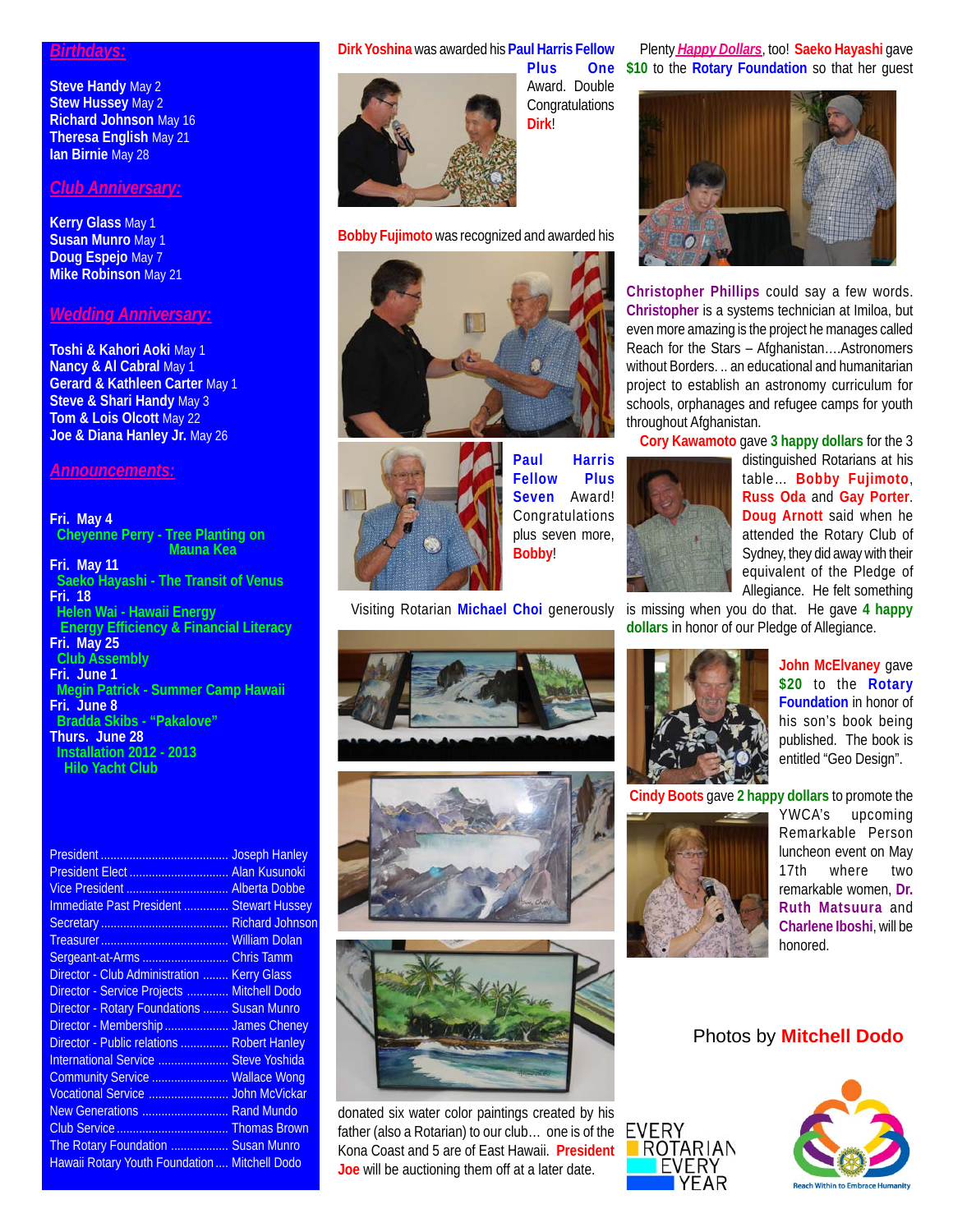## Birthdays:

**Steve Handy** May 2
**Stew Hussey** May 2
**Richard Johnson** May 16
**Theresa English** May 21
**Ian Birnie** May 28

## Club Anniversary:

**Kerry Glass** May 1
**Susan Munro** May 1
**Doug Espejo** May 7
**Mike Robinson** May 21

## Wedding Anniversary:

**Toshi & Kahori Aoki** May 1
**Nancy & Al Cabral** May 1
**Gerard & Kathleen Carter** May 1
**Steve & Shari Handy** May 3
**Tom & Lois Olcott** May 22
**Joe & Diana Hanley Jr.** May 26

## Announcements:

**Fri. May 4**
Cheyenne Perry - Tree Planting on Mauna Kea

**Fri. May 11**
Saeko Hayashi - The Transit of Venus

**Fri. 18**
Helen Wai - Hawaii Energy
Energy Efficiency & Financial Literacy

**Fri. May 25**
Club Assembly

**Fri. June 1**
Megin Patrick - Summer Camp Hawaii

**Fri. June 8**
Bradda Skibs - "Pakalove"

**Thurs. June 28**
Installation 2012 - 2013
Hilo Yacht Club

| | |
|---|---|
| President | Joseph Hanley |
| President Elect | Alan Kusunoki |
| Vice President | Alberta Dobbe |
| Immediate Past President | Stewart Hussey |
| Secretary | Richard Johnson |
| Treasurer | William Dolan |
| Sergeant-at-Arms | Chris Tamm |
| Director - Club Administration | Kerry Glass |
| Director - Service Projects | Mitchell Dodo |
| Director - Rotary Foundations | Susan Munro |
| Director - Membership | James Cheney |
| Director - Public relations | Robert Hanley |
| International Service | Steve Yoshida |
| Community Service | Wallace Wong |
| Vocational Service | John McVickar |
| New Generations | Rand Mundo |
| Club Service | Thomas Brown |
| The Rotary Foundation | Susan Munro |
| Hawaii Rotary Youth Foundation | Mitchell Dodo |

**Dirk Yoshina** was awarded his **Paul Harris Fellow Plus One** Award. Double Congratulations **Dirk**!

**Bobby Fujimoto** was recognized and awarded his **Paul Harris Fellow Plus Seven** Award! Congratulations plus seven more, **Bobby**!

Visiting Rotarian **Michael Choi** generously donated six water color paintings created by his father (also a Rotarian) to our club… one is of the Kona Coast and 5 are of East Hawaii. **President Joe** will be auctioning them off at a later date.

Plenty ***Happy Dollars***, too! **Saeko Hayashi** gave **$10** to the **Rotary Foundation** so that her guest **Christopher Phillips** could say a few words. **Christopher** is a systems technician at Imiloa, but even more amazing is the project he manages called Reach for the Stars – Afghanistan….Astronomers without Borders.. .. an educational and humanitarian project to establish an astronomy curriculum for schools, orphanages and refugee camps for youth throughout Afghanistan.

**Cory Kawamoto** gave **3 happy dollars** for the 3 distinguished Rotarians at his table… **Bobby Fujimoto**, **Russ Oda** and **Gay Porter**. **Doug Arnott** said when he attended the Rotary Club of Sydney, they did away with their equivalent of the Pledge of Allegiance. He felt something is missing when you do that. He gave **4 happy dollars** in honor of our Pledge of Allegiance.

**John McElvaney** gave **$20** to the **Rotary Foundation** in honor of his son's book being published. The book is entitled "Geo Design".

**Cindy Boots** gave **2 happy dollars** to promote the YWCA's upcoming Remarkable Person luncheon event on May 17th where two remarkable women, **Dr. Ruth Matsuura** and **Charlene Iboshi**, will be honored.

Photos by **Mitchell Dodo**

EVERY ROTARIAN EVERY YEAR

Reach Within to Embrace Humanity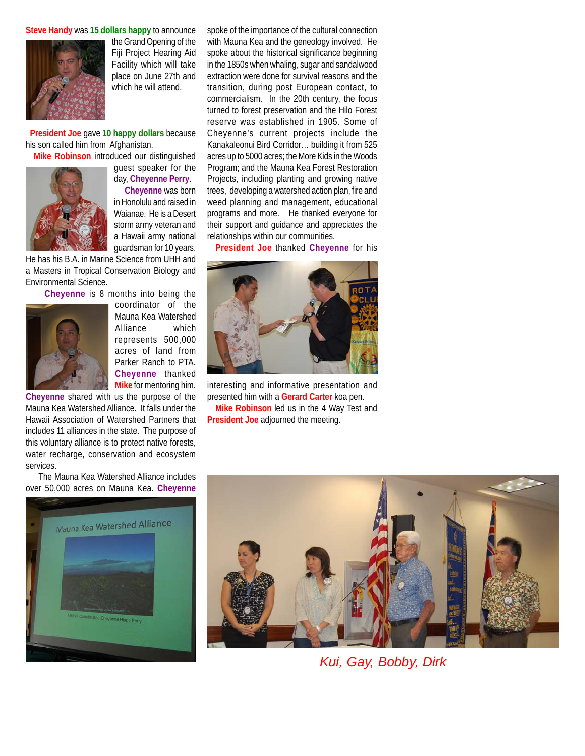**Steve Handy** was **15 dollars happy** to announce the Grand Opening of the Fiji Project Hearing Aid Facility which will take place on June 27th and which he will attend.

**President Joe** gave **10 happy dollars** because his son called him from Afghanistan.

**Mike Robinson** introduced our distinguished guest speaker for the day, **Cheyenne Perry**.

**Cheyenne** was born in Honolulu and raised in Waianae. He is a Desert storm army veteran and a Hawaii army national guardsman for 10 years. He has his B.A. in Marine Science from UHH and a Masters in Tropical Conservation Biology and Environmental Science.

**Cheyenne** is 8 months into being the coordinator of the Mauna Kea Watershed Alliance which represents 500,000 acres of land from Parker Ranch to PTA. **Cheyenne** thanked **Mike** for mentoring him.

**Cheyenne** shared with us the purpose of the Mauna Kea Watershed Alliance. It falls under the Hawaii Association of Watershed Partners that includes 11 alliances in the state. The purpose of this voluntary alliance is to protect native forests, water recharge, conservation and ecosystem services.

The Mauna Kea Watershed Alliance includes over 50,000 acres on Mauna Kea. **Cheyenne** spoke of the importance of the cultural connection with Mauna Kea and the geneology involved. He spoke about the historical significance beginning in the 1850s when whaling, sugar and sandalwood extraction were done for survival reasons and the transition, during post European contact, to commercialism. In the 20th century, the focus turned to forest preservation and the Hilo Forest reserve was established in 1905. Some of Cheyenne's current projects include the Kanakaleonui Bird Corridor… building it from 525 acres up to 5000 acres; the More Kids in the Woods Program; and the Mauna Kea Forest Restoration Projects, including planting and growing native trees, developing a watershed action plan, fire and weed planning and management, educational programs and more. He thanked everyone for their support and guidance and appreciates the relationships within our communities.

**President Joe** thanked **Cheyenne** for his interesting and informative presentation and presented him with a **Gerard Carter** koa pen.

**Mike Robinson** led us in the 4 Way Test and **President Joe** adjourned the meeting.

*Kui, Gay, Bobby, Dirk*